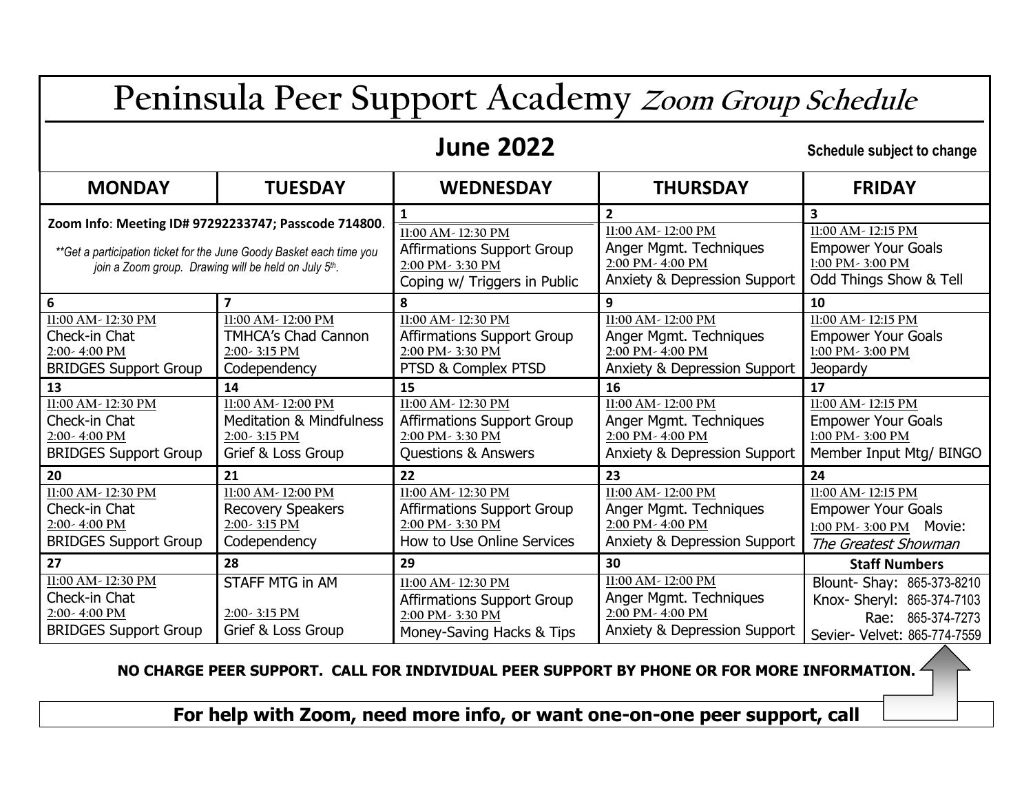# Peninsula Peer Support Academy *Zoom Group Schedule*

## June 2022

**Schedule subject to change**

| MONDAY | TUESDAY | WEDNESDAY | THURSDAY | FRIDAY |
|---|---|---|---|---|
| **Zoom Info**: **Meeting ID# 97292233747; Passcode 714800**. *\*\*Get a participation ticket for the June Goody Basket each time you join a Zoom group. Drawing will be held on July 5th.* | | **1**<br>11:00 AM- 12:30 PM<br>Affirmations Support Group<br>2:00 PM- 3:30 PM<br>Coping w/ Triggers in Public | **2**<br>11:00 AM- 12:00 PM<br>Anger Mgmt. Techniques<br>2:00 PM- 4:00 PM<br>Anxiety & Depression Support | **3**<br>11:00 AM- 12:15 PM<br>Empower Your Goals<br>1:00 PM- 3:00 PM<br>Odd Things Show & Tell |
| **6**<br>11:00 AM- 12:30 PM<br>Check-in Chat<br>2:00- 4:00 PM<br>BRIDGES Support Group | **7**<br>11:00 AM- 12:00 PM<br>TMHCA's Chad Cannon<br>2:00- 3:15 PM<br>Codependency | **8**<br>11:00 AM- 12:30 PM<br>Affirmations Support Group<br>2:00 PM- 3:30 PM<br>PTSD & Complex PTSD | **9**<br>11:00 AM- 12:00 PM<br>Anger Mgmt. Techniques<br>2:00 PM- 4:00 PM<br>Anxiety & Depression Support | **10**<br>11:00 AM- 12:15 PM<br>Empower Your Goals<br>1:00 PM- 3:00 PM<br>Jeopardy |
| **13**<br>11:00 AM- 12:30 PM<br>Check-in Chat<br>2:00- 4:00 PM<br>BRIDGES Support Group | **14**<br>11:00 AM- 12:00 PM<br>Meditation & Mindfulness<br>2:00- 3:15 PM<br>Grief & Loss Group | **15**<br>11:00 AM- 12:30 PM<br>Affirmations Support Group<br>2:00 PM- 3:30 PM<br>Questions & Answers | **16**<br>11:00 AM- 12:00 PM<br>Anger Mgmt. Techniques<br>2:00 PM- 4:00 PM<br>Anxiety & Depression Support | **17**<br>11:00 AM- 12:15 PM<br>Empower Your Goals<br>1:00 PM- 3:00 PM<br>Member Input Mtg/ BINGO |
| **20**<br>11:00 AM- 12:30 PM<br>Check-in Chat<br>2:00- 4:00 PM<br>BRIDGES Support Group | **21**<br>11:00 AM- 12:00 PM<br>Recovery Speakers<br>2:00- 3:15 PM<br>Codependency | **22**<br>11:00 AM- 12:30 PM<br>Affirmations Support Group<br>2:00 PM- 3:30 PM<br>How to Use Online Services | **23**<br>11:00 AM- 12:00 PM<br>Anger Mgmt. Techniques<br>2:00 PM- 4:00 PM<br>Anxiety & Depression Support | **24**<br>11:00 AM- 12:15 PM<br>Empower Your Goals<br>1:00 PM- 3:00 PM Movie:<br>*The Greatest Showman* |
| **27**<br>11:00 AM- 12:30 PM<br>Check-in Chat<br>2:00- 4:00 PM<br>BRIDGES Support Group | **28**<br>STAFF MTG in AM<br>2:00- 3:15 PM<br>Grief & Loss Group | **29**<br>11:00 AM- 12:30 PM<br>Affirmations Support Group<br>2:00 PM- 3:30 PM<br>Money-Saving Hacks & Tips | **30**<br>11:00 AM- 12:00 PM<br>Anger Mgmt. Techniques<br>2:00 PM- 4:00 PM<br>Anxiety & Depression Support | **Staff Numbers**<br>Blount- Shay: 865-373-8210<br>Knox- Sheryl: 865-374-7103<br>Rae: 865-374-7273<br>Sevier- Velvet: 865-774-7559 |

**NO CHARGE PEER SUPPORT. CALL FOR INDIVIDUAL PEER SUPPORT BY PHONE OR FOR MORE INFORMATION.**

**For help with Zoom, need more info, or want one-on-one peer support, call**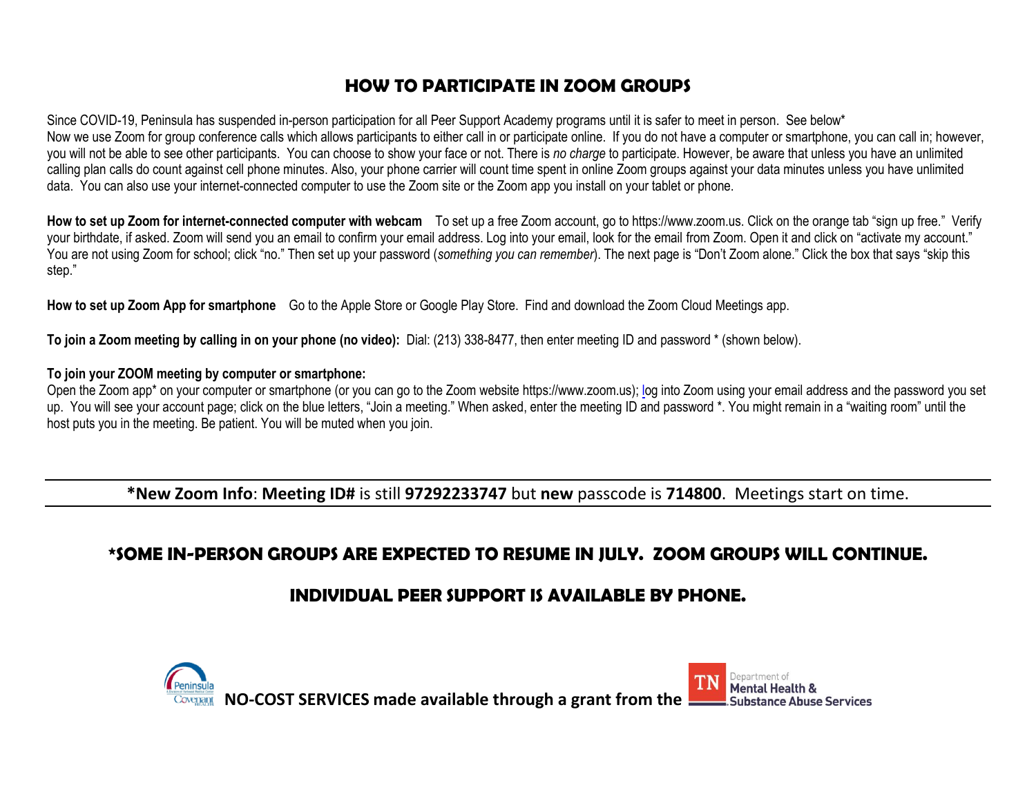# HOW TO PARTICIPATE IN ZOOM GROUPS

Since COVID-19, Peninsula has suspended in-person participation for all Peer Support Academy programs until it is safer to meet in person. See below*
Now we use Zoom for group conference calls which allows participants to either call in or participate online. If you do not have a computer or smartphone, you can call in; however, you will not be able to see other participants. You can choose to show your face or not. There is *no charge* to participate. However, be aware that unless you have an unlimited calling plan calls do count against cell phone minutes. Also, your phone carrier will count time spent in online Zoom groups against your data minutes unless you have unlimited data. You can also use your internet-connected computer to use the Zoom site or the Zoom app you install on your tablet or phone.

**How to set up Zoom for internet-connected computer with webcam** To set up a free Zoom account, go to https://www.zoom.us. Click on the orange tab "sign up free." Verify your birthdate, if asked. Zoom will send you an email to confirm your email address. Log into your email, look for the email from Zoom. Open it and click on "activate my account." You are not using Zoom for school; click "no." Then set up your password (*something you can remember*). The next page is "Don't Zoom alone." Click the box that says "skip this step."

**How to set up Zoom App for smartphone** Go to the Apple Store or Google Play Store. Find and download the Zoom Cloud Meetings app.

**To join a Zoom meeting by calling in on your phone (no video):** Dial: (213) 338-8477, then enter meeting ID and password * (shown below).

**To join your ZOOM meeting by computer or smartphone:**
Open the Zoom app* on your computer or smartphone (or you can go to the Zoom website https://www.zoom.us); log into Zoom using your email address and the password you set up. You will see your account page; click on the blue letters, "Join a meeting." When asked, enter the meeting ID and password *. You might remain in a "waiting room" until the host puts you in the meeting. Be patient. You will be muted when you join.

---

***New Zoom Info**: **Meeting ID#** is still **97292233747** but **new** passcode is **714800**. Meetings start on time.

---

## *SOME IN-PERSON GROUPS ARE EXPECTED TO RESUME IN JULY. ZOOM GROUPS WILL CONTINUE.

## INDIVIDUAL PEER SUPPORT IS AVAILABLE BY PHONE.

Peninsula Covenant Health **NO-COST SERVICES made available through a grant from the** TN Department of Mental Health & Substance Abuse Services